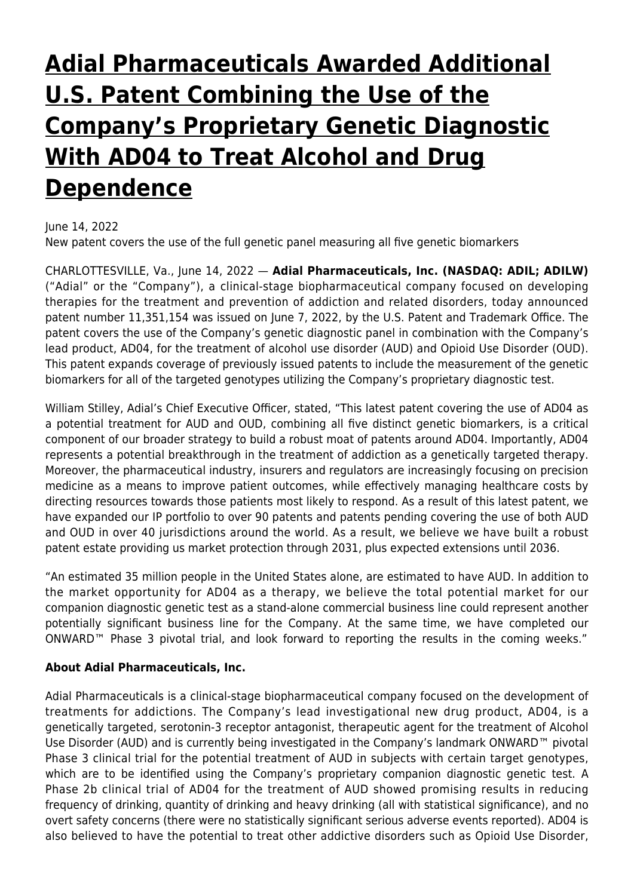# [Adial Pharmaceuticals Awarded Additional U.S. Patent Combining the Use of the Company's Proprietary Genetic Diagnostic With AD04 to Treat Alcohol and Drug Dependence]

June 14, 2022
New patent covers the use of the full genetic panel measuring all five genetic biomarkers

CHARLOTTESVILLE, Va., June 14, 2022 — **Adial Pharmaceuticals, Inc. (NASDAQ: ADIL; ADILW)** ("Adial" or the "Company"), a clinical-stage biopharmaceutical company focused on developing therapies for the treatment and prevention of addiction and related disorders, today announced patent number 11,351,154 was issued on June 7, 2022, by the U.S. Patent and Trademark Office. The patent covers the use of the Company's genetic diagnostic panel in combination with the Company's lead product, AD04, for the treatment of alcohol use disorder (AUD) and Opioid Use Disorder (OUD). This patent expands coverage of previously issued patents to include the measurement of the genetic biomarkers for all of the targeted genotypes utilizing the Company's proprietary diagnostic test.

William Stilley, Adial's Chief Executive Officer, stated, "This latest patent covering the use of AD04 as a potential treatment for AUD and OUD, combining all five distinct genetic biomarkers, is a critical component of our broader strategy to build a robust moat of patents around AD04. Importantly, AD04 represents a potential breakthrough in the treatment of addiction as a genetically targeted therapy. Moreover, the pharmaceutical industry, insurers and regulators are increasingly focusing on precision medicine as a means to improve patient outcomes, while effectively managing healthcare costs by directing resources towards those patients most likely to respond. As a result of this latest patent, we have expanded our IP portfolio to over 90 patents and patents pending covering the use of both AUD and OUD in over 40 jurisdictions around the world. As a result, we believe we have built a robust patent estate providing us market protection through 2031, plus expected extensions until 2036.

"An estimated 35 million people in the United States alone, are estimated to have AUD. In addition to the market opportunity for AD04 as a therapy, we believe the total potential market for our companion diagnostic genetic test as a stand-alone commercial business line could represent another potentially significant business line for the Company. At the same time, we have completed our ONWARD™ Phase 3 pivotal trial, and look forward to reporting the results in the coming weeks."

**About Adial Pharmaceuticals, Inc.**

Adial Pharmaceuticals is a clinical-stage biopharmaceutical company focused on the development of treatments for addictions. The Company's lead investigational new drug product, AD04, is a genetically targeted, serotonin-3 receptor antagonist, therapeutic agent for the treatment of Alcohol Use Disorder (AUD) and is currently being investigated in the Company's landmark ONWARD™ pivotal Phase 3 clinical trial for the potential treatment of AUD in subjects with certain target genotypes, which are to be identified using the Company's proprietary companion diagnostic genetic test. A Phase 2b clinical trial of AD04 for the treatment of AUD showed promising results in reducing frequency of drinking, quantity of drinking and heavy drinking (all with statistical significance), and no overt safety concerns (there were no statistically significant serious adverse events reported). AD04 is also believed to have the potential to treat other addictive disorders such as Opioid Use Disorder,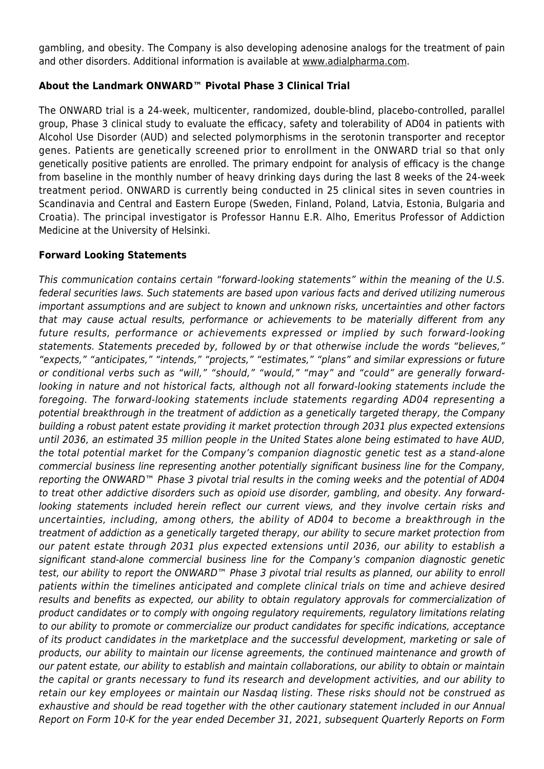gambling, and obesity. The Company is also developing adenosine analogs for the treatment of pain and other disorders. Additional information is available at www.adialpharma.com.

**About the Landmark ONWARD™ Pivotal Phase 3 Clinical Trial**

The ONWARD trial is a 24-week, multicenter, randomized, double-blind, placebo-controlled, parallel group, Phase 3 clinical study to evaluate the efficacy, safety and tolerability of AD04 in patients with Alcohol Use Disorder (AUD) and selected polymorphisms in the serotonin transporter and receptor genes. Patients are genetically screened prior to enrollment in the ONWARD trial so that only genetically positive patients are enrolled. The primary endpoint for analysis of efficacy is the change from baseline in the monthly number of heavy drinking days during the last 8 weeks of the 24-week treatment period. ONWARD is currently being conducted in 25 clinical sites in seven countries in Scandinavia and Central and Eastern Europe (Sweden, Finland, Poland, Latvia, Estonia, Bulgaria and Croatia). The principal investigator is Professor Hannu E.R. Alho, Emeritus Professor of Addiction Medicine at the University of Helsinki.

**Forward Looking Statements**

*This communication contains certain "forward-looking statements" within the meaning of the U.S. federal securities laws. Such statements are based upon various facts and derived utilizing numerous important assumptions and are subject to known and unknown risks, uncertainties and other factors that may cause actual results, performance or achievements to be materially different from any future results, performance or achievements expressed or implied by such forward-looking statements. Statements preceded by, followed by or that otherwise include the words "believes," "expects," "anticipates," "intends," "projects," "estimates," "plans" and similar expressions or future or conditional verbs such as "will," "should," "would," "may" and "could" are generally forward-looking in nature and not historical facts, although not all forward-looking statements include the foregoing. The forward-looking statements include statements regarding AD04 representing a potential breakthrough in the treatment of addiction as a genetically targeted therapy, the Company building a robust patent estate providing it market protection through 2031 plus expected extensions until 2036, an estimated 35 million people in the United States alone being estimated to have AUD, the total potential market for the Company's companion diagnostic genetic test as a stand-alone commercial business line representing another potentially significant business line for the Company, reporting the ONWARD™ Phase 3 pivotal trial results in the coming weeks and the potential of AD04 to treat other addictive disorders such as opioid use disorder, gambling, and obesity. Any forward-looking statements included herein reflect our current views, and they involve certain risks and uncertainties, including, among others, the ability of AD04 to become a breakthrough in the treatment of addiction as a genetically targeted therapy, our ability to secure market protection from our patent estate through 2031 plus expected extensions until 2036, our ability to establish a significant stand-alone commercial business line for the Company's companion diagnostic genetic test, our ability to report the ONWARD™ Phase 3 pivotal trial results as planned, our ability to enroll patients within the timelines anticipated and complete clinical trials on time and achieve desired results and benefits as expected, our ability to obtain regulatory approvals for commercialization of product candidates or to comply with ongoing regulatory requirements, regulatory limitations relating to our ability to promote or commercialize our product candidates for specific indications, acceptance of its product candidates in the marketplace and the successful development, marketing or sale of products, our ability to maintain our license agreements, the continued maintenance and growth of our patent estate, our ability to establish and maintain collaborations, our ability to obtain or maintain the capital or grants necessary to fund its research and development activities, and our ability to retain our key employees or maintain our Nasdaq listing. These risks should not be construed as exhaustive and should be read together with the other cautionary statement included in our Annual Report on Form 10-K for the year ended December 31, 2021, subsequent Quarterly Reports on Form*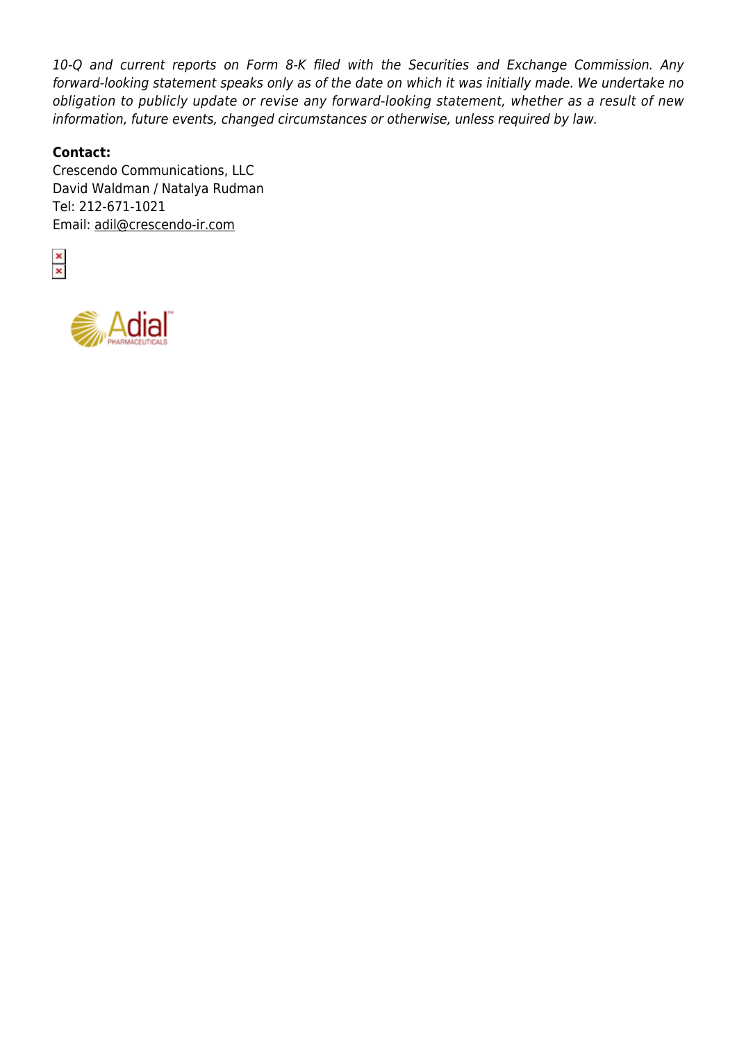*10-Q and current reports on Form 8-K filed with the Securities and Exchange Commission. Any forward-looking statement speaks only as of the date on which it was initially made. We undertake no obligation to publicly update or revise any forward-looking statement, whether as a result of new information, future events, changed circumstances or otherwise, unless required by law.*

**Contact:**
Crescendo Communications, LLC
David Waldman / Natalya Rudman
Tel: 212-671-1021
Email: adil@crescendo-ir.com